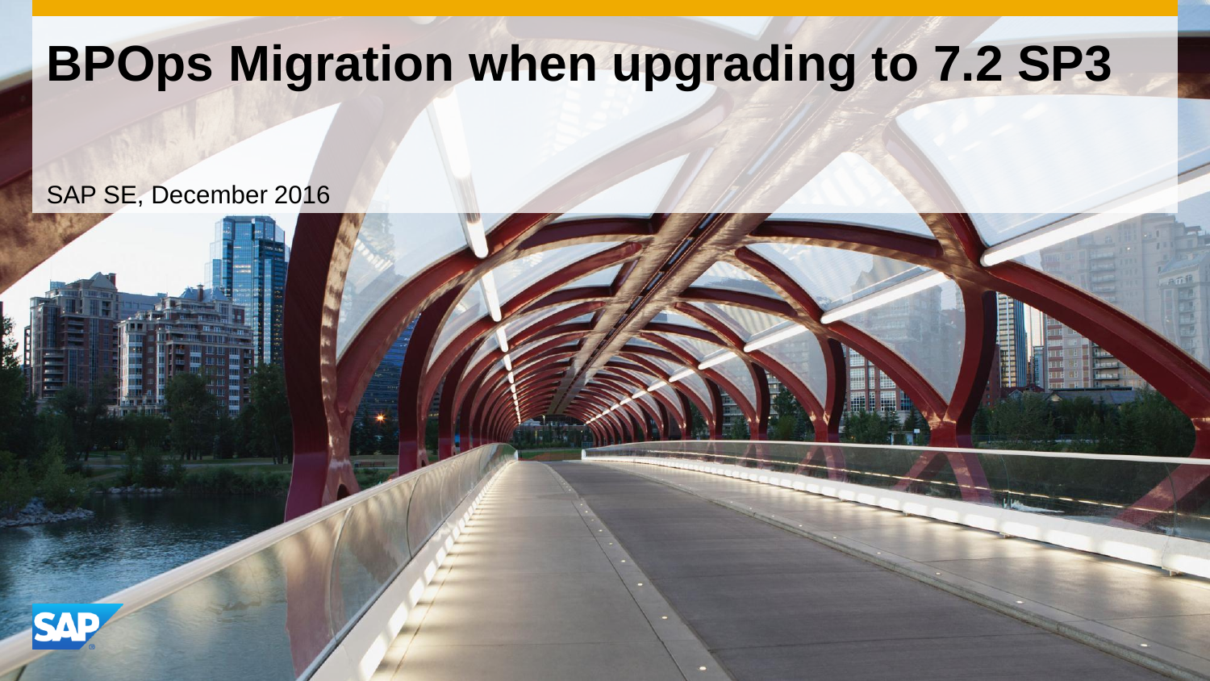# BPOps Migration when upgrading to 7.2 SP3

SAP SE, December 2016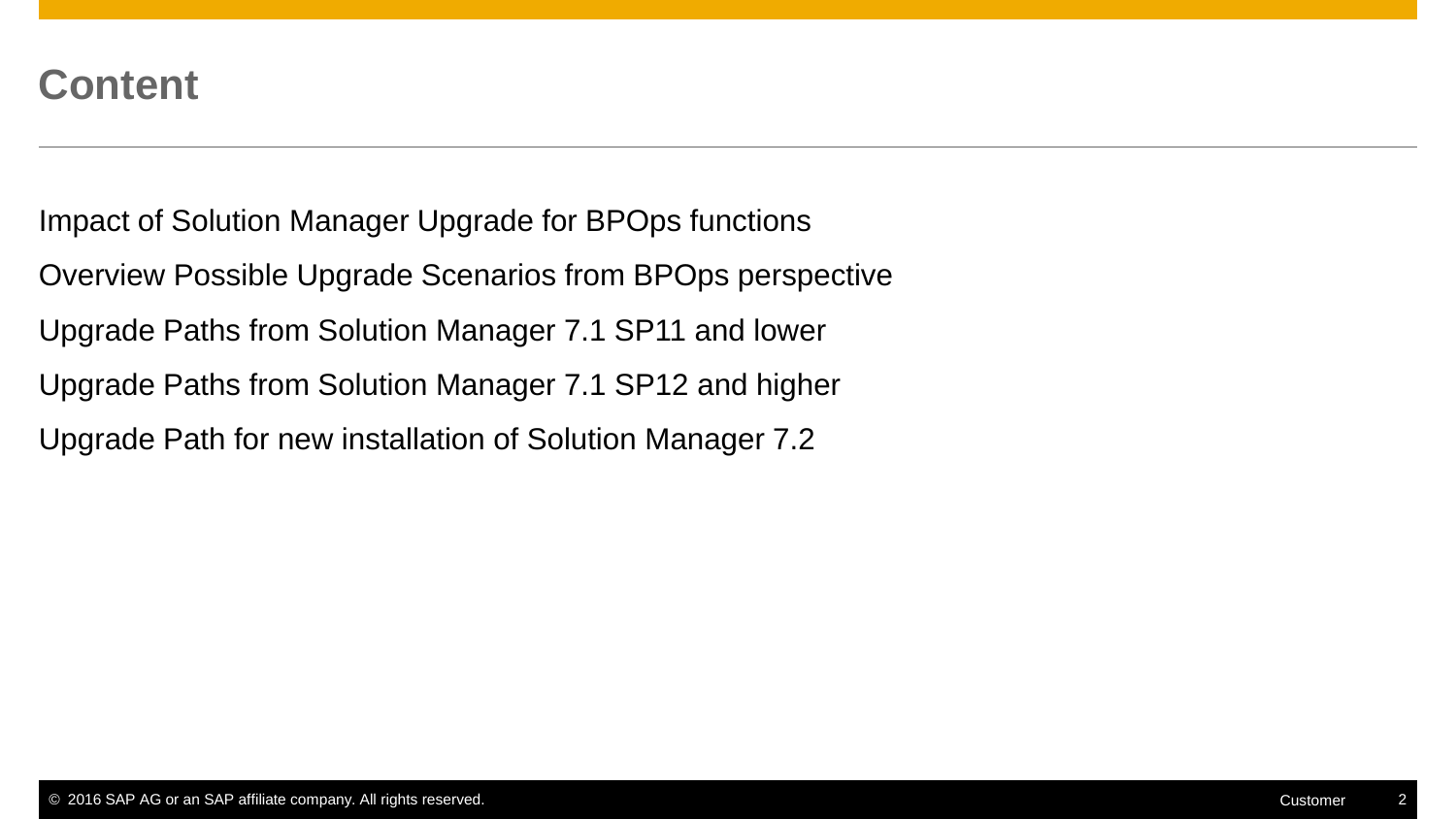# Content

Impact of Solution Manager Upgrade for BPOps functions

Overview Possible Upgrade Scenarios from BPOps perspective

Upgrade Paths from Solution Manager 7.1 SP11 and lower

Upgrade Paths from Solution Manager 7.1 SP12 and higher

Upgrade Path for new installation of Solution Manager 7.2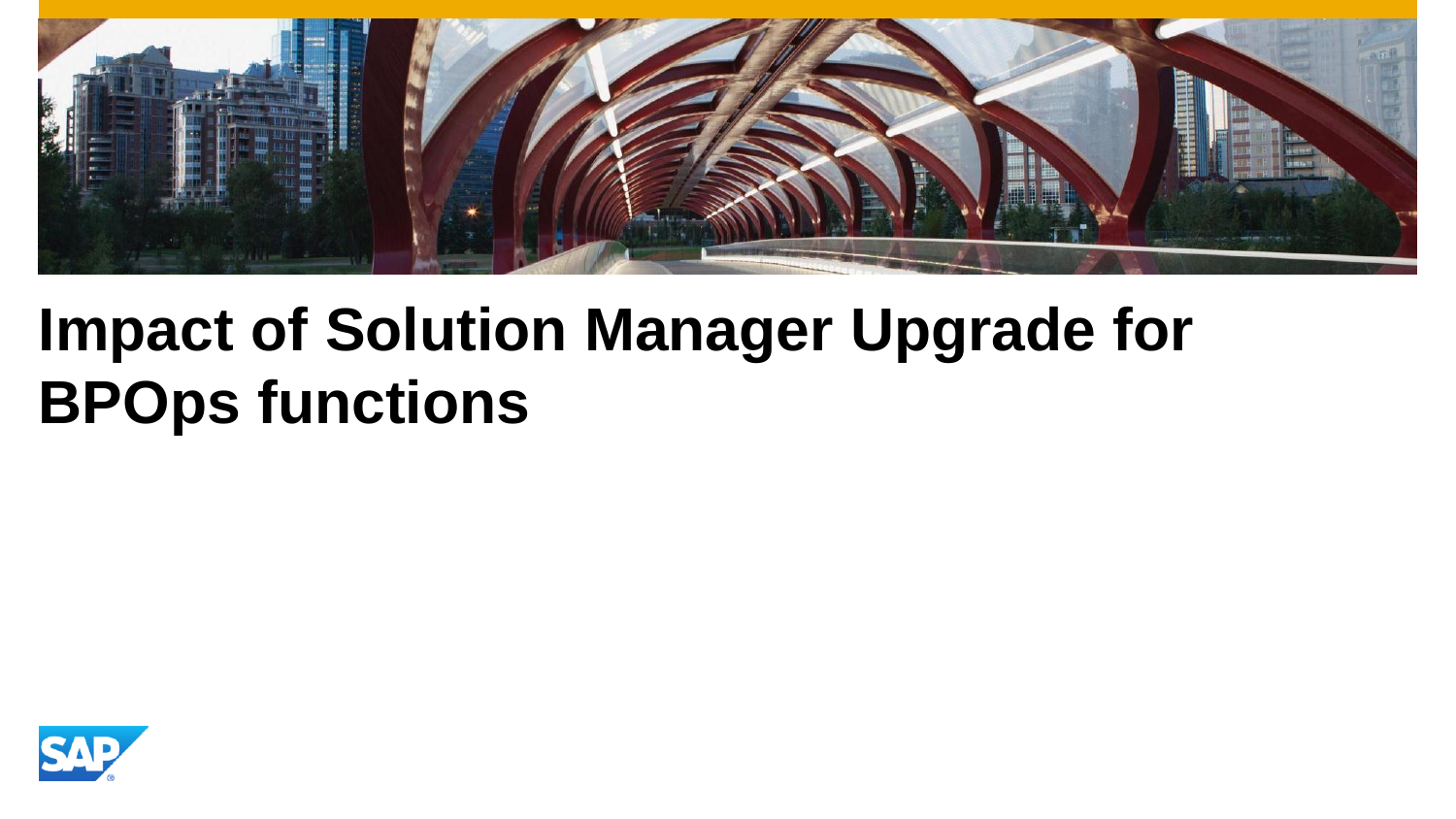# Impact of Solution Manager Upgrade for BPOps functions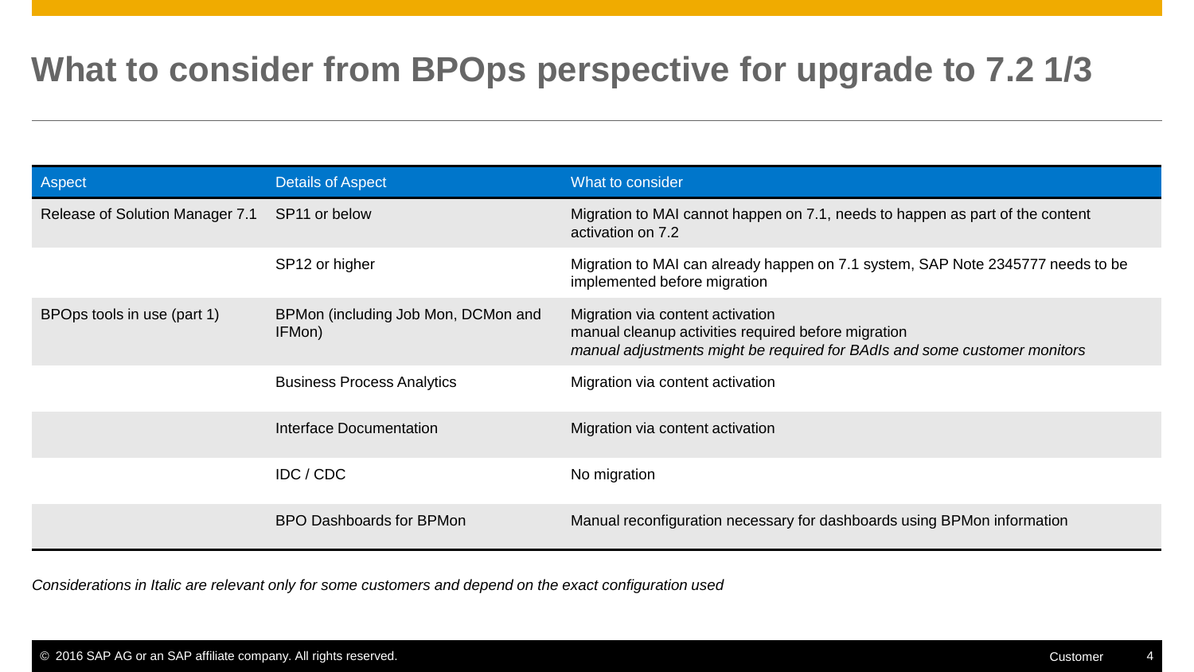# What to consider from BPOps perspective for upgrade to 7.2 1/3

| Aspect | Details of Aspect | What to consider |
| --- | --- | --- |
| Release of Solution Manager 7.1 | SP11 or below | Migration to MAI cannot happen on 7.1, needs to happen as part of the content activation on 7.2 |
| | SP12 or higher | Migration to MAI can already happen on 7.1 system, SAP Note 2345777 needs to be implemented before migration |
| BPOps tools in use (part 1) | BPMon (including Job Mon, DCMon and IFMon) | Migration via content activation<br>manual cleanup activities required before migration<br>*manual adjustments might be required for BAdIs and some customer monitors* |
| | Business Process Analytics | Migration via content activation |
| | Interface Documentation | Migration via content activation |
| | IDC / CDC | No migration |
| | BPO Dashboards for BPMon | Manual reconfiguration necessary for dashboards using BPMon information |

*Considerations in Italic are relevant only for some customers and depend on the exact configuration used*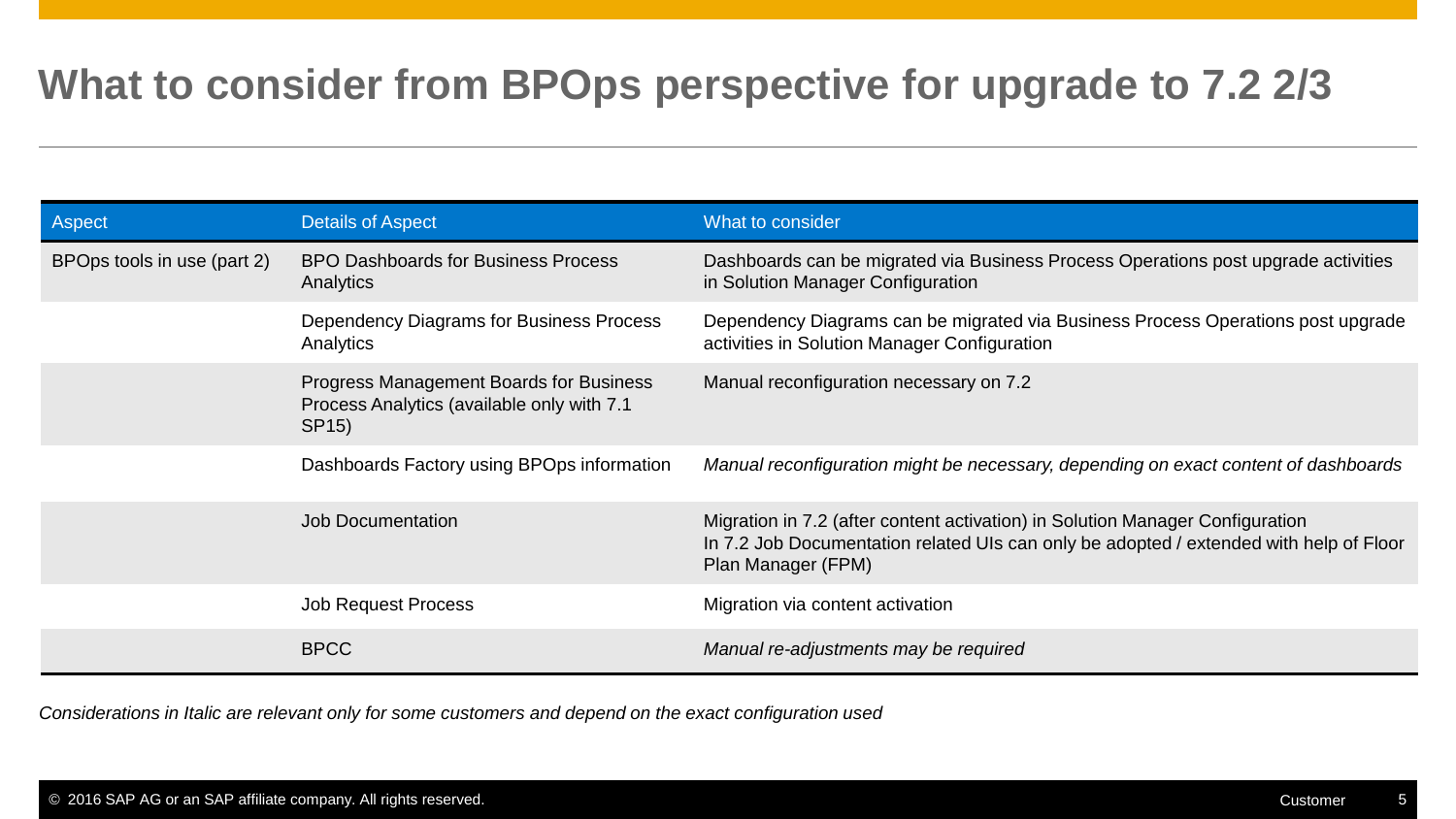# What to consider from BPOps perspective for upgrade to 7.2 2/3

| Aspect | Details of Aspect | What to consider |
|---|---|---|
| BPOps tools in use (part 2) | BPO Dashboards for Business Process Analytics | Dashboards can be migrated via Business Process Operations post upgrade activities in Solution Manager Configuration |
| | Dependency Diagrams for Business Process Analytics | Dependency Diagrams can be migrated via Business Process Operations post upgrade activities in Solution Manager Configuration |
| | Progress Management Boards for Business Process Analytics (available only with 7.1 SP15) | Manual reconfiguration necessary on 7.2 |
| | Dashboards Factory using BPOps information | *Manual reconfiguration might be necessary, depending on exact content of dashboards* |
| | Job Documentation | Migration in 7.2 (after content activation) in Solution Manager Configuration<br>In 7.2 Job Documentation related UIs can only be adopted / extended with help of Floor Plan Manager (FPM) |
| | Job Request Process | Migration via content activation |
| | BPCC | *Manual re-adjustments may be required* |

*Considerations in Italic are relevant only for some customers and depend on the exact configuration used*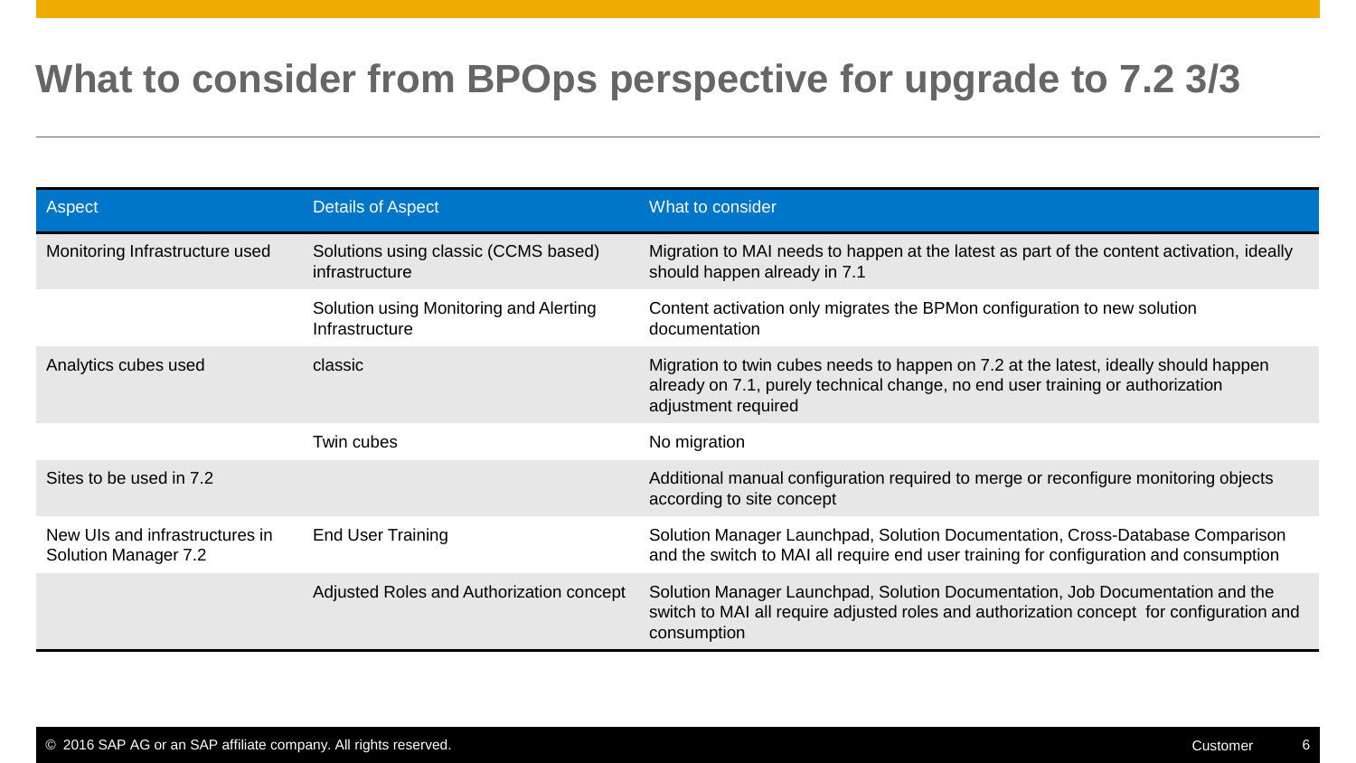# What to consider from BPOps perspective for upgrade to 7.2 3/3

| Aspect | Details of Aspect | What to consider |
|---|---|---|
| Monitoring Infrastructure used | Solutions using classic (CCMS based) infrastructure | Migration to MAI needs to happen at the latest as part of the content activation, ideally should happen already in 7.1 |
| | Solution using Monitoring and Alerting Infrastructure | Content activation only migrates the BPMon configuration to new solution documentation |
| Analytics cubes used | classic | Migration to twin cubes needs to happen on 7.2 at the latest, ideally should happen already on 7.1, purely technical change, no end user training or authorization adjustment required |
| | Twin cubes | No migration |
| Sites to be used in 7.2 | | Additional manual configuration required to merge or reconfigure monitoring objects according to site concept |
| New UIs and infrastructures in Solution Manager 7.2 | End User Training | Solution Manager Launchpad, Solution Documentation, Cross-Database Comparison and the switch to MAI all require end user training for configuration and consumption |
| | Adjusted Roles and Authorization concept | Solution Manager Launchpad, Solution Documentation, Job Documentation and the switch to MAI all require adjusted roles and authorization concept for configuration and consumption |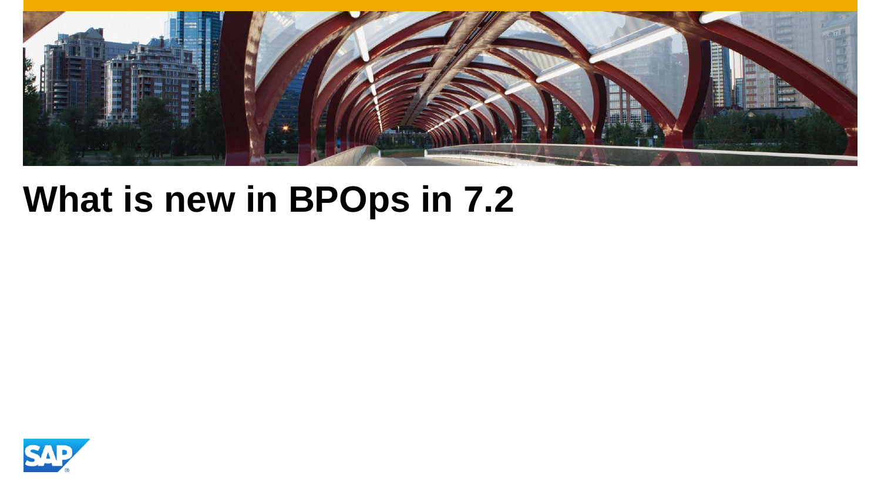# What is new in BPOps in 7.2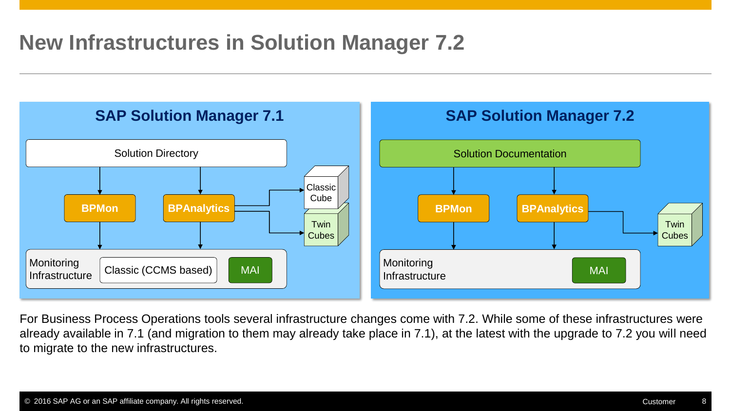# New Infrastructures in Solution Manager 7.2

**SAP Solution Manager 7.1**

Solution Directory

BPMon

BPAnalytics

Classic Cube

Twin Cubes

Monitoring Infrastructure

Classic (CCMS based)

MAI

**SAP Solution Manager 7.2**

Solution Documentation

BPMon

BPAnalytics

Twin Cubes

Monitoring Infrastructure

MAI

For Business Process Operations tools several infrastructure changes come with 7.2. While some of these infrastructures were already available in 7.1 (and migration to them may already take place in 7.1), at the latest with the upgrade to 7.2 you will need to migrate to the new infrastructures.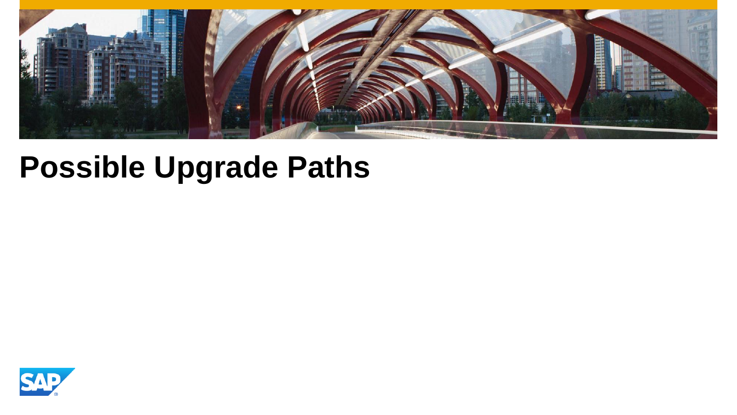# Possible Upgrade Paths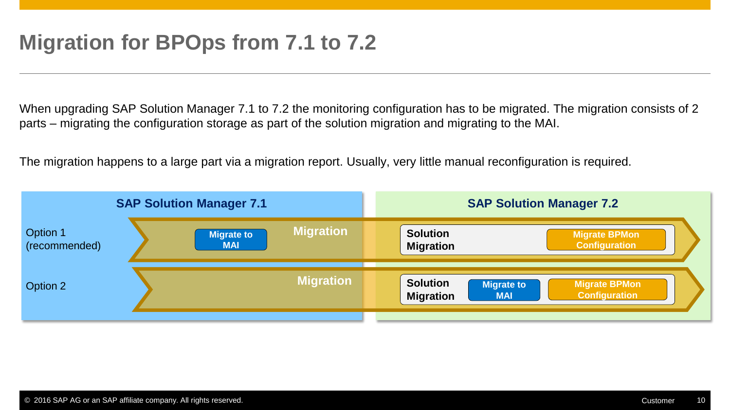# Migration for BPOps from 7.1 to 7.2

When upgrading SAP Solution Manager 7.1 to 7.2 the monitoring configuration has to be migrated. The migration consists of 2 parts – migrating the configuration storage as part of the solution migration and migrating to the MAI.

The migration happens to a large part via a migration report. Usually, very little manual reconfiguration is required.

| | SAP Solution Manager 7.1 | | SAP Solution Manager 7.2 |
|---|---|---|---|
| Option 1 (recommended) | Migrate to MAI | Migration | Solution Migration – Migrate BPMon Configuration |
| Option 2 | | Migration | Solution Migration – Migrate to MAI – Migrate BPMon Configuration |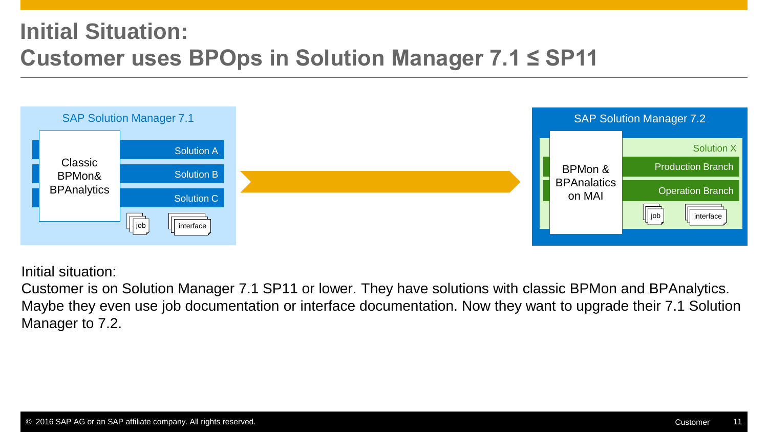# Initial Situation: Customer uses BPOps in Solution Manager 7.1 ≤ SP11

SAP Solution Manager 7.1

Classic BPMon& BPAnalytics

Solution A

Solution B

Solution C

job

interface

SAP Solution Manager 7.2

BPMon & BPAnalatics on MAI

Solution X

Production Branch

Operation Branch

job

interface

Initial situation:
Customer is on Solution Manager 7.1 SP11 or lower. They have solutions with classic BPMon and BPAnalytics. Maybe they even use job documentation or interface documentation. Now they want to upgrade their 7.1 Solution Manager to 7.2.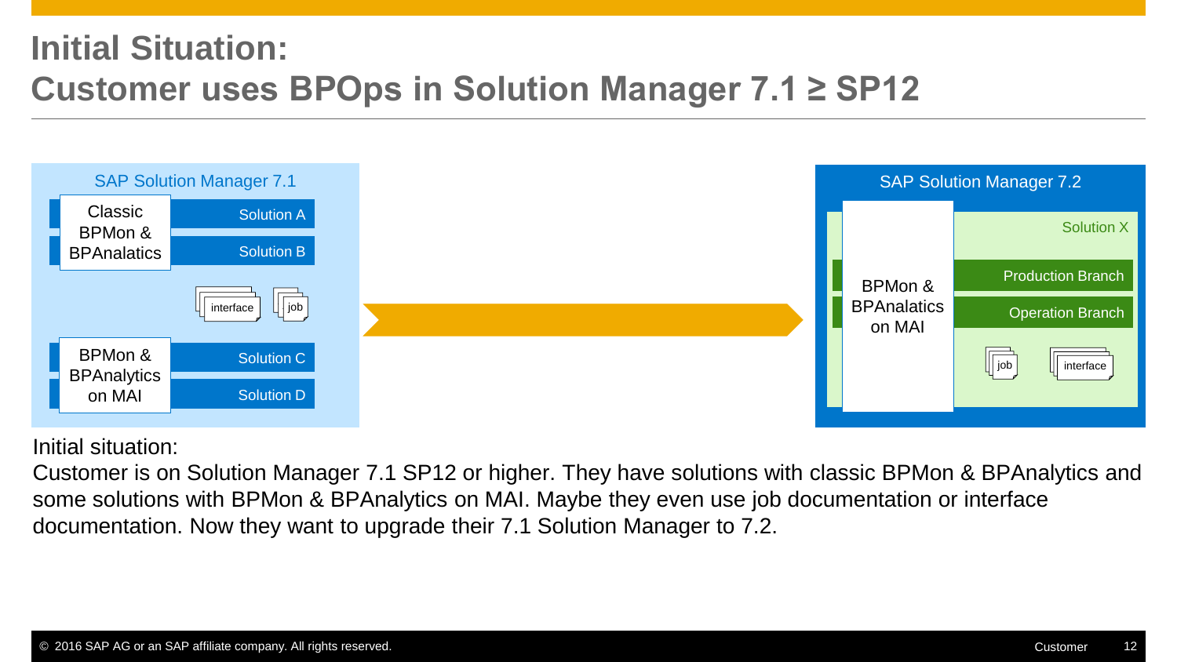# Initial Situation: Customer uses BPOps in Solution Manager 7.1 ≥ SP12

SAP Solution Manager 7.1

Classic BPMon & BPAnalatics

Solution A

Solution B

interface

job

BPMon & BPAnalytics on MAI

Solution C

Solution D

SAP Solution Manager 7.2

BPMon & BPAnalatics on MAI

Solution X

Production Branch

Operation Branch

job

interface

Initial situation:

Customer is on Solution Manager 7.1 SP12 or higher. They have solutions with classic BPMon & BPAnalytics and some solutions with BPMon & BPAnalytics on MAI. Maybe they even use job documentation or interface documentation. Now they want to upgrade their 7.1 Solution Manager to 7.2.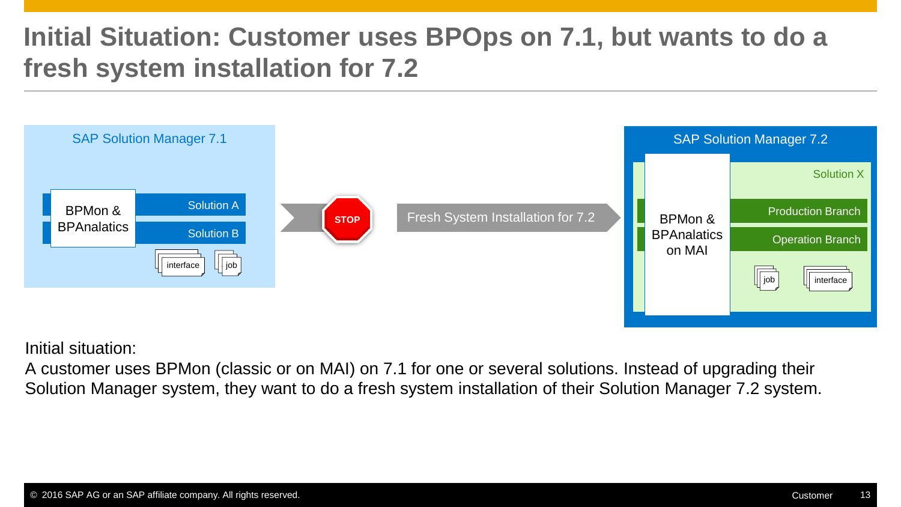# Initial Situation: Customer uses BPOps on 7.1, but wants to do a fresh system installation for 7.2

SAP Solution Manager 7.1

BPMon & BPAnalatics

Solution A

Solution B

interface

job

STOP

Fresh System Installation for 7.2

SAP Solution Manager 7.2

Solution X

BPMon & BPAnalatics on MAI

Production Branch

Operation Branch

job

interface

Initial situation:

A customer uses BPMon (classic or on MAI) on 7.1 for one or several solutions. Instead of upgrading their Solution Manager system, they want to do a fresh system installation of their Solution Manager 7.2 system.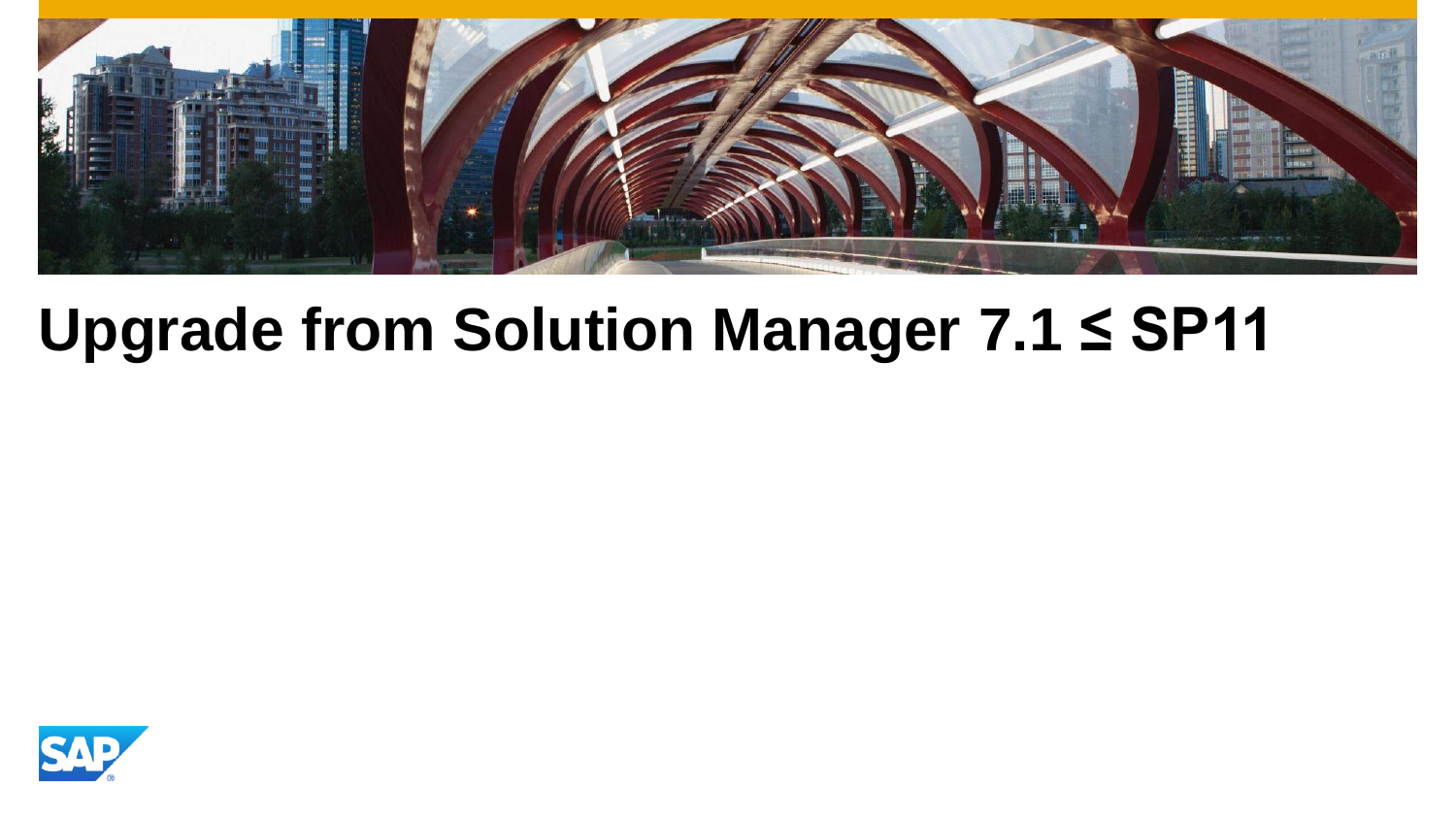# Upgrade from Solution Manager 7.1 ≤ SP11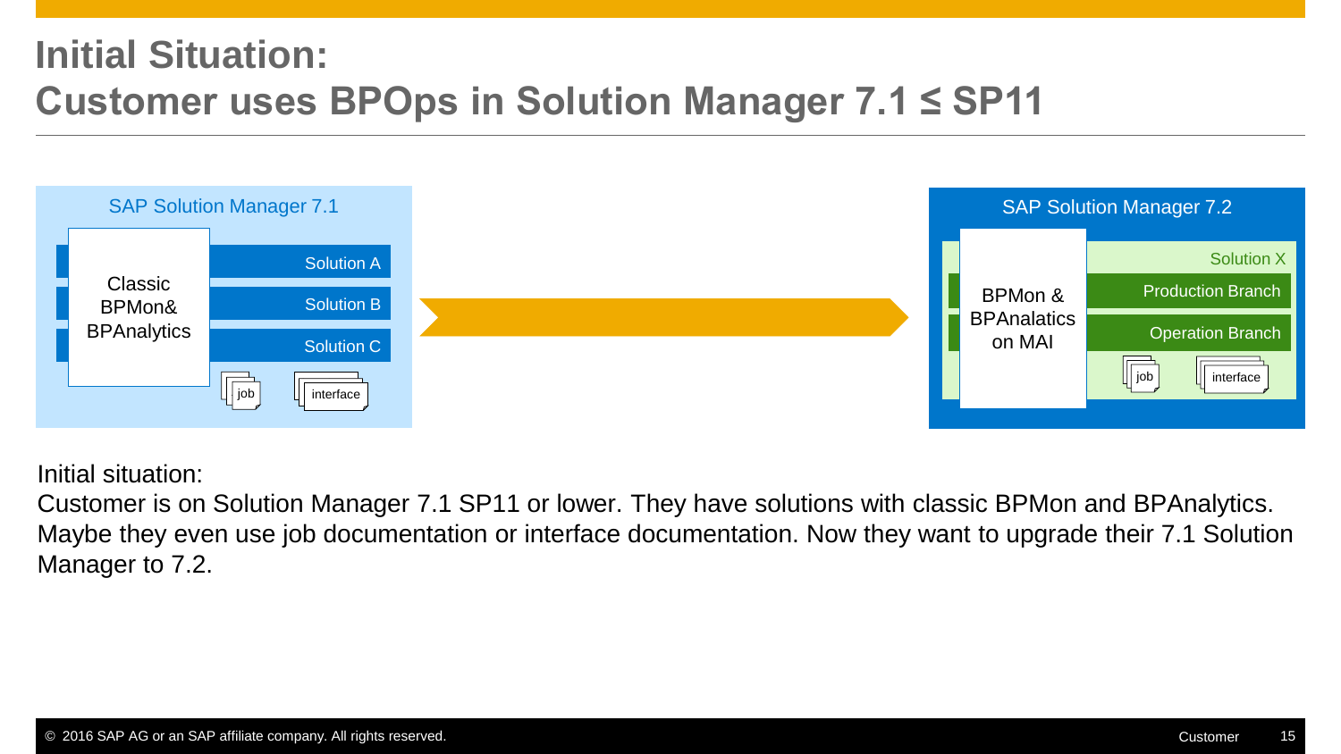# Initial Situation:
# Customer uses BPOps in Solution Manager 7.1 ≤ SP11

SAP Solution Manager 7.1

Classic BPMon& BPAnalytics

Solution A

Solution B

Solution C

job

interface

SAP Solution Manager 7.2

BPMon & BPAnalatics on MAI

Solution X

Production Branch

Operation Branch

job

interface

Initial situation:
Customer is on Solution Manager 7.1 SP11 or lower. They have solutions with classic BPMon and BPAnalytics. Maybe they even use job documentation or interface documentation. Now they want to upgrade their 7.1 Solution Manager to 7.2.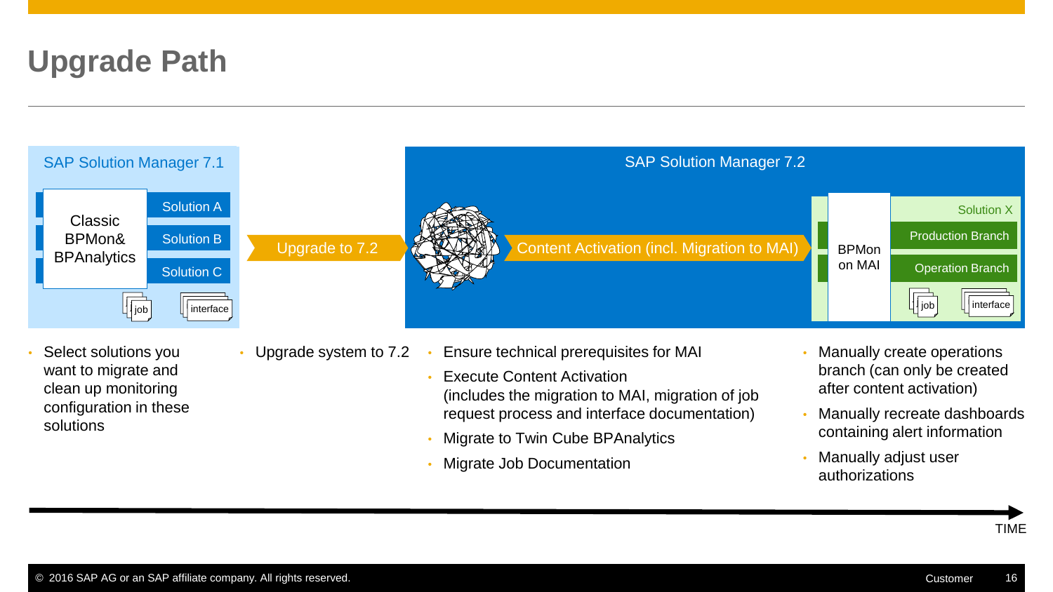# Upgrade Path

**SAP Solution Manager 7.1**

Classic BPMon& BPAnalytics — Solution A, Solution B, Solution C — job, interface

**Upgrade to 7.2**

**SAP Solution Manager 7.2**

**Content Activation (incl. Migration to MAI)**

BPMon on MAI — Solution X: Production Branch, Operation Branch — job, interface

- Select solutions you want to migrate and clean up monitoring configuration in these solutions

- Upgrade system to 7.2

- Ensure technical prerequisites for MAI
- Execute Content Activation (includes the migration to MAI, migration of job request process and interface documentation)
- Migrate to Twin Cube BPAnalytics
- Migrate Job Documentation

- Manually create operations branch (can only be created after content activation)
- Manually recreate dashboards containing alert information
- Manually adjust user authorizations

TIME

© 2016 SAP AG or an SAP affiliate company. All rights reserved. Customer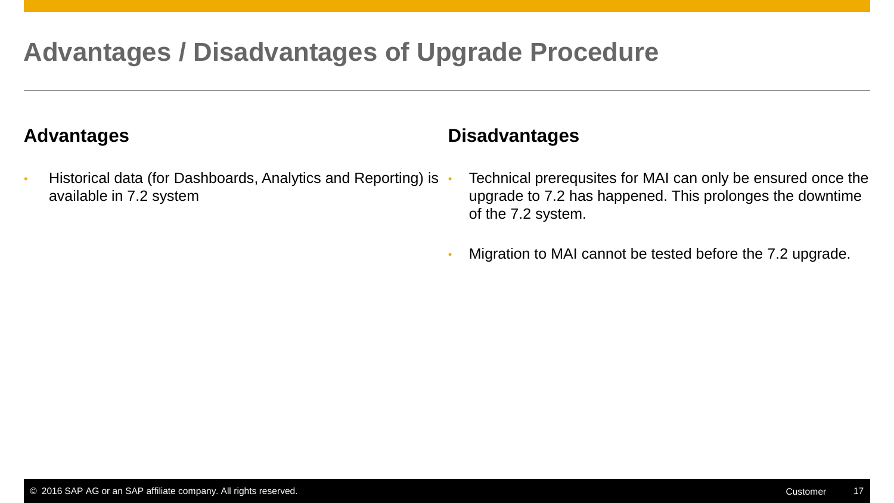# Advantages / Disadvantages of Upgrade Procedure

## Advantages

- Historical data (for Dashboards, Analytics and Reporting) is available in 7.2 system

## Disadvantages

- Technical prerequsites for MAI can only be ensured once the upgrade to 7.2 has happened. This prolonges the downtime of the 7.2 system.
- Migration to MAI cannot be tested before the 7.2 upgrade.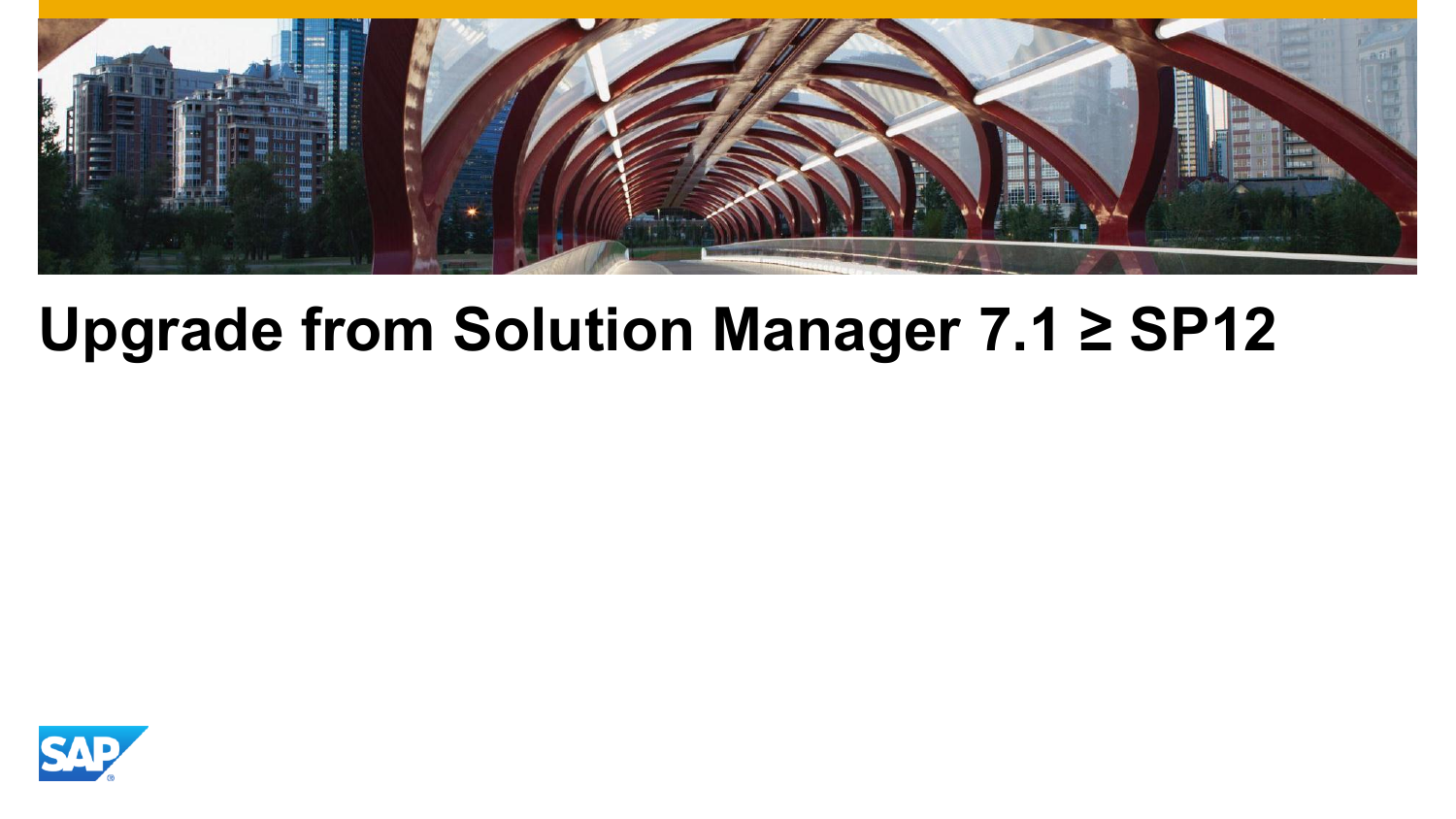# Upgrade from Solution Manager 7.1 ≥ SP12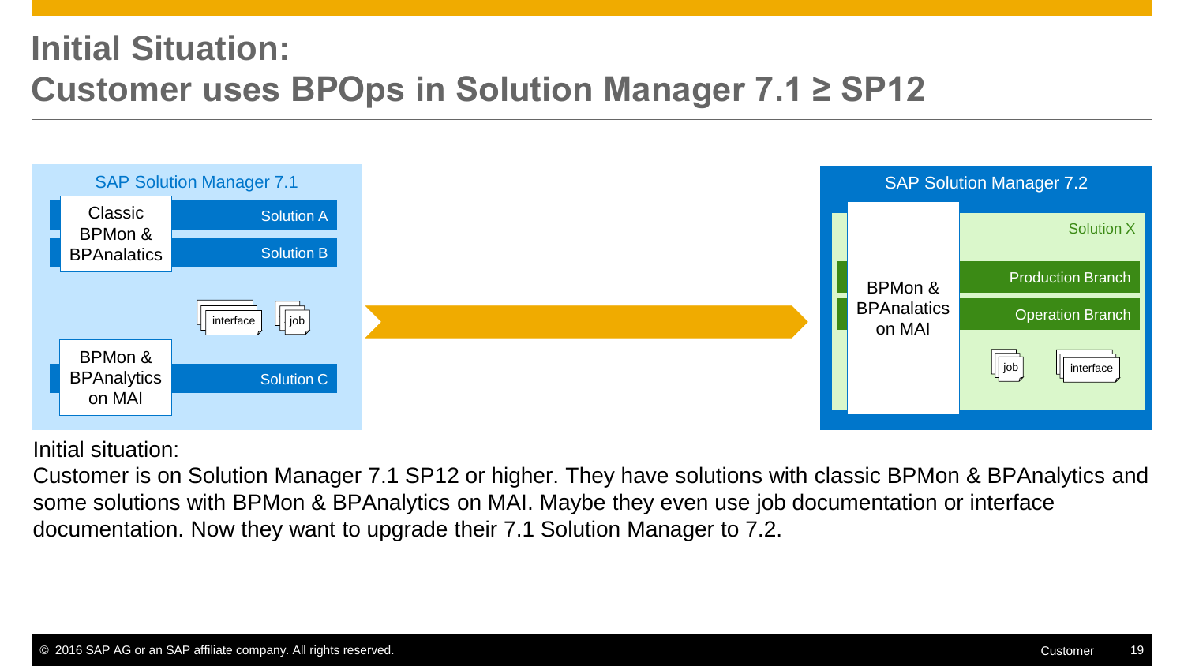# Initial Situation:
# Customer uses BPOps in Solution Manager 7.1 ≥ SP12

SAP Solution Manager 7.1

- Classic BPMon & BPAnalatics
  - Solution A
  - Solution B
- interface
- job
- BPMon & BPAnalytics on MAI
  - Solution C

SAP Solution Manager 7.2

- BPMon & BPAnalatics on MAI
- Solution X
  - Production Branch
  - Operation Branch
  - job
  - interface

Initial situation:

Customer is on Solution Manager 7.1 SP12 or higher. They have solutions with classic BPMon & BPAnalytics and some solutions with BPMon & BPAnalytics on MAI. Maybe they even use job documentation or interface documentation. Now they want to upgrade their 7.1 Solution Manager to 7.2.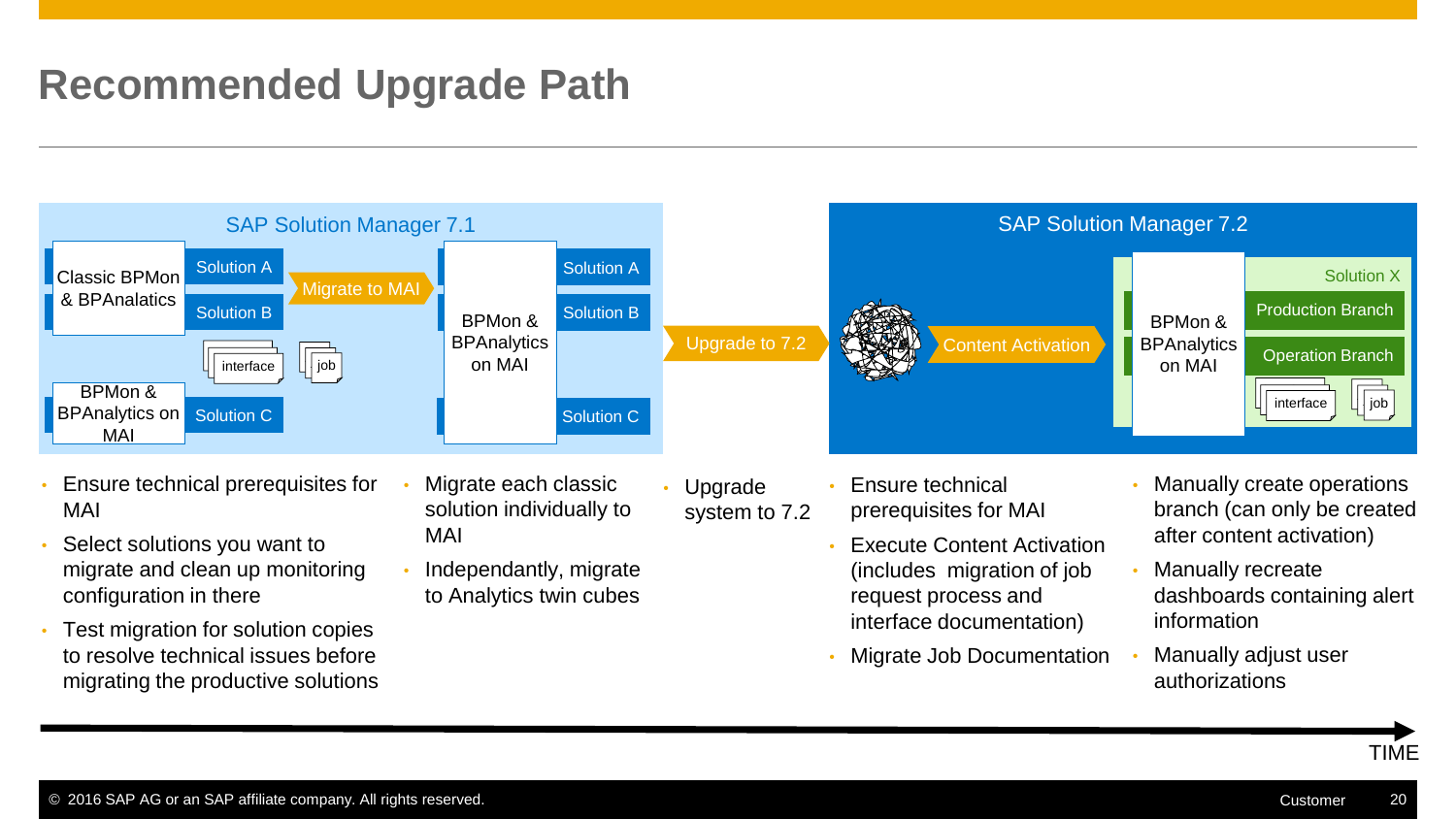# Recommended Upgrade Path

**SAP Solution Manager 7.1**

Classic BPMon & BPAnalatics — Solution A, Solution B

interface, job

BPMon & BPAnalytics on MAI — Solution C

Migrate to MAI

BPMon & BPAnalytics on MAI — Solution A, Solution B, Solution C

Upgrade to 7.2

**SAP Solution Manager 7.2**

Content Activation

BPMon & BPAnalytics on MAI

Solution X — Production Branch, Operation Branch

interface, job

- Ensure technical prerequisites for MAI
- Select solutions you want to migrate and clean up monitoring configuration in there
- Test migration for solution copies to resolve technical issues before migrating the productive solutions

- Migrate each classic solution individually to MAI
- Independantly, migrate to Analytics twin cubes

- Upgrade system to 7.2

- Ensure technical prerequisites for MAI
- Execute Content Activation (includes migration of job request process and interface documentation)
- Migrate Job Documentation

- Manually create operations branch (can only be created after content activation)
- Manually recreate dashboards containing alert information
- Manually adjust user authorizations

TIME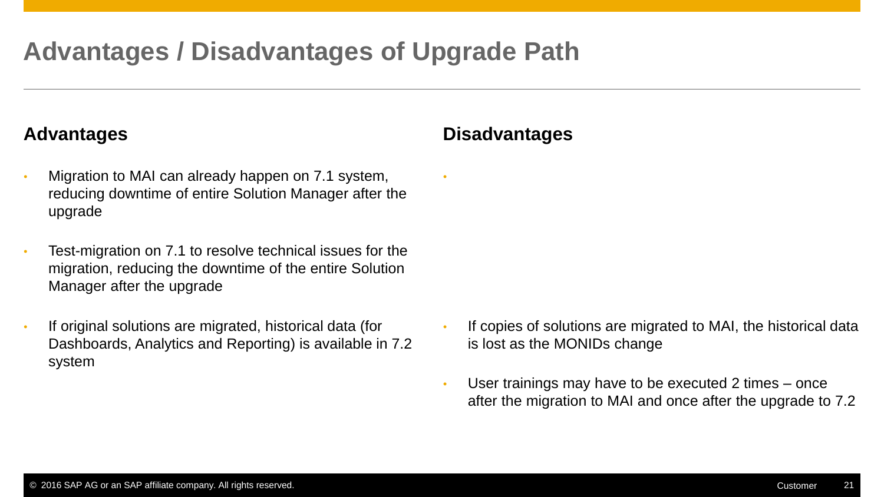# Advantages / Disadvantages of Upgrade Path

## Advantages

- Migration to MAI can already happen on 7.1 system, reducing downtime of entire Solution Manager after the upgrade
- Test-migration on 7.1 to resolve technical issues for the migration, reducing the downtime of the entire Solution Manager after the upgrade
- If original solutions are migrated, historical data (for Dashboards, Analytics and Reporting) is available in 7.2 system

## Disadvantages

- If copies of solutions are migrated to MAI, the historical data is lost as the MONIDs change
- User trainings may have to be executed 2 times – once after the migration to MAI and once after the upgrade to 7.2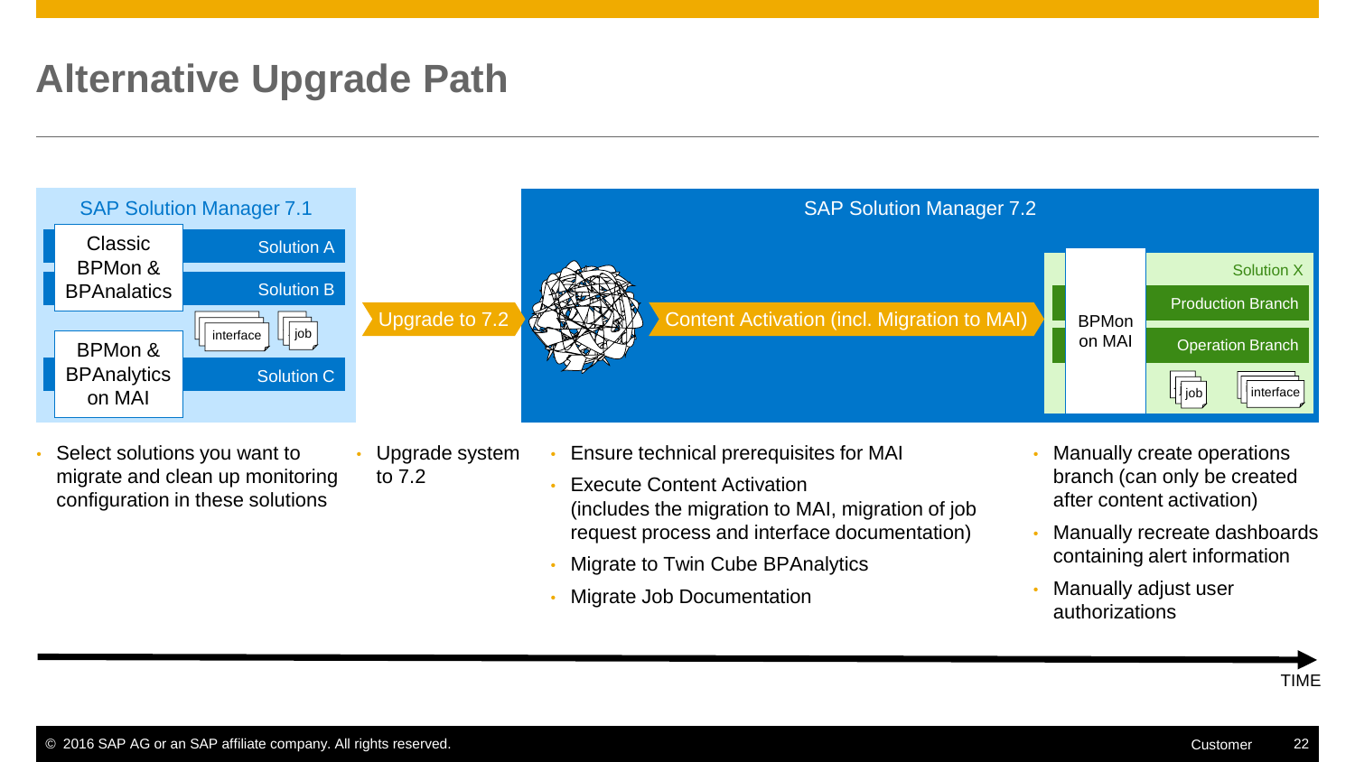# Alternative Upgrade Path

**SAP Solution Manager 7.1**

- Classic BPMon & BPAnalatics
  - Solution A
  - Solution B
  - interface
  - job
- BPMon & BPAnalytics on MAI
  - Solution C

**Upgrade to 7.2**

**SAP Solution Manager 7.2**

**Content Activation (incl. Migration to MAI)**

- BPMon on MAI
  - Solution X
    - Production Branch
    - Operation Branch
    - job
    - interface

---

- Select solutions you want to migrate and clean up monitoring configuration in these solutions

- Upgrade system to 7.2

- Ensure technical prerequisites for MAI
- Execute Content Activation (includes the migration to MAI, migration of job request process and interface documentation)
- Migrate to Twin Cube BPAnalytics
- Migrate Job Documentation

- Manually create operations branch (can only be created after content activation)
- Manually recreate dashboards containing alert information
- Manually adjust user authorizations

TIME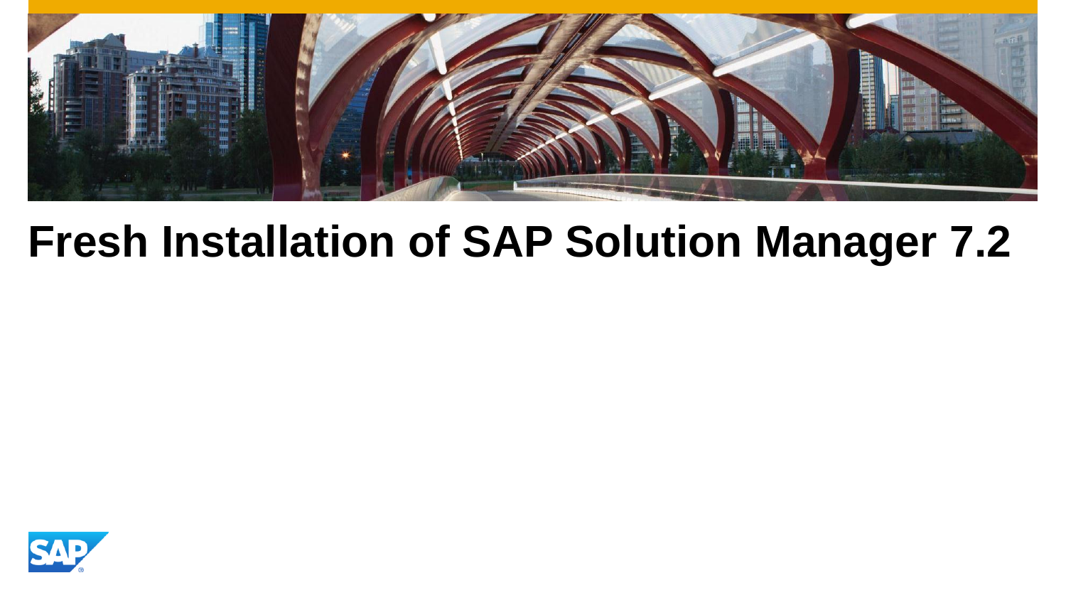# Fresh Installation of SAP Solution Manager 7.2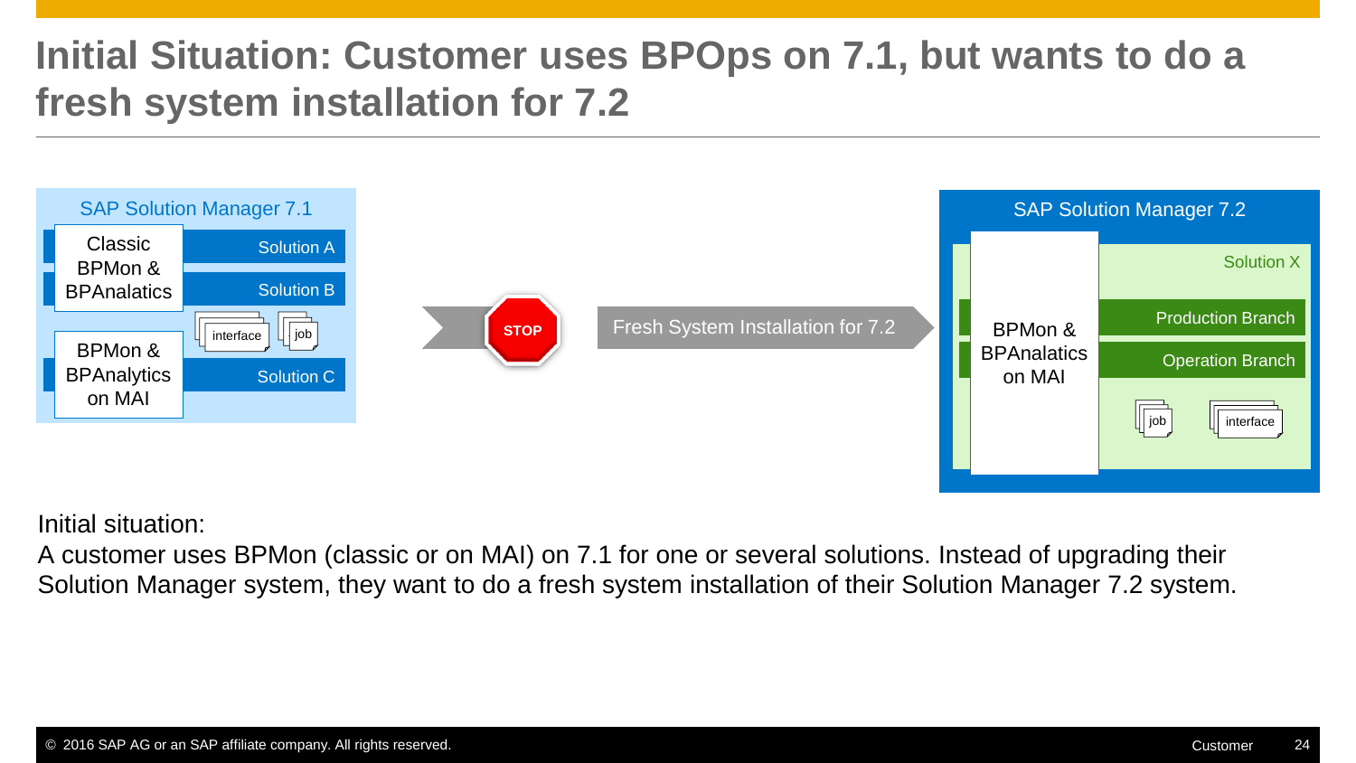# Initial Situation: Customer uses BPOps on 7.1, but wants to do a fresh system installation for 7.2

SAP Solution Manager 7.1

Classic BPMon & BPAnalatics

Solution A

Solution B

interface

job

BPMon & BPAnalytics on MAI

Solution C

STOP

Fresh System Installation for 7.2

SAP Solution Manager 7.2

Solution X

BPMon & BPAnalatics on MAI

Production Branch

Operation Branch

job

interface

Initial situation:
A customer uses BPMon (classic or on MAI) on 7.1 for one or several solutions. Instead of upgrading their Solution Manager system, they want to do a fresh system installation of their Solution Manager 7.2 system.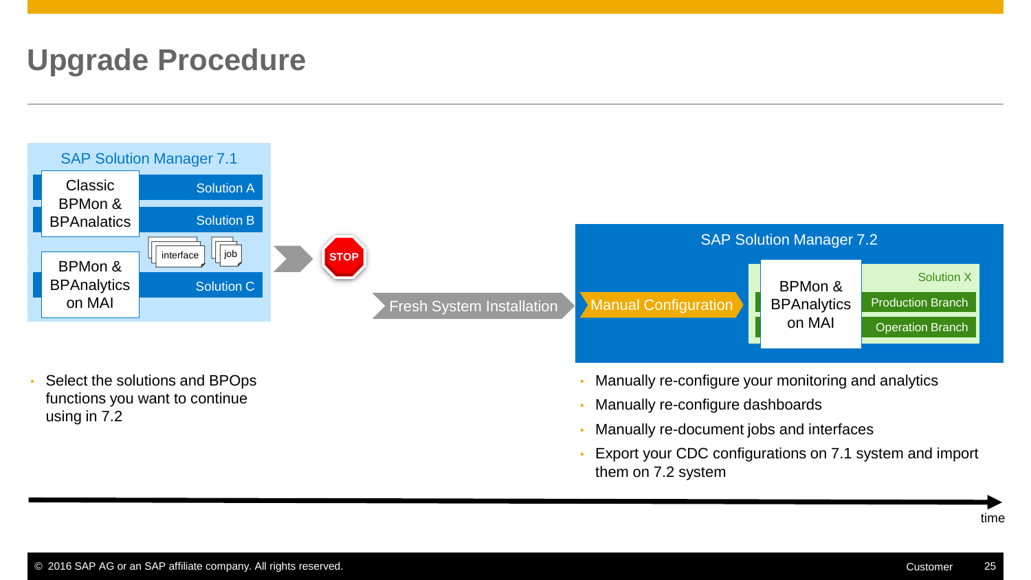# Upgrade Procedure

SAP Solution Manager 7.1

Classic BPMon & BPAnalatics

Solution A

Solution B

interface

job

BPMon & BPAnalytics on MAI

Solution C

STOP

Fresh System Installation

Manual Configuration

SAP Solution Manager 7.2

BPMon & BPAnalytics on MAI

Solution X

Production Branch

Operation Branch

- Select the solutions and BPOps functions you want to continue using in 7.2

- Manually re-configure your monitoring and analytics
- Manually re-configure dashboards
- Manually re-document jobs and interfaces
- Export your CDC configurations on 7.1 system and import them on 7.2 system

time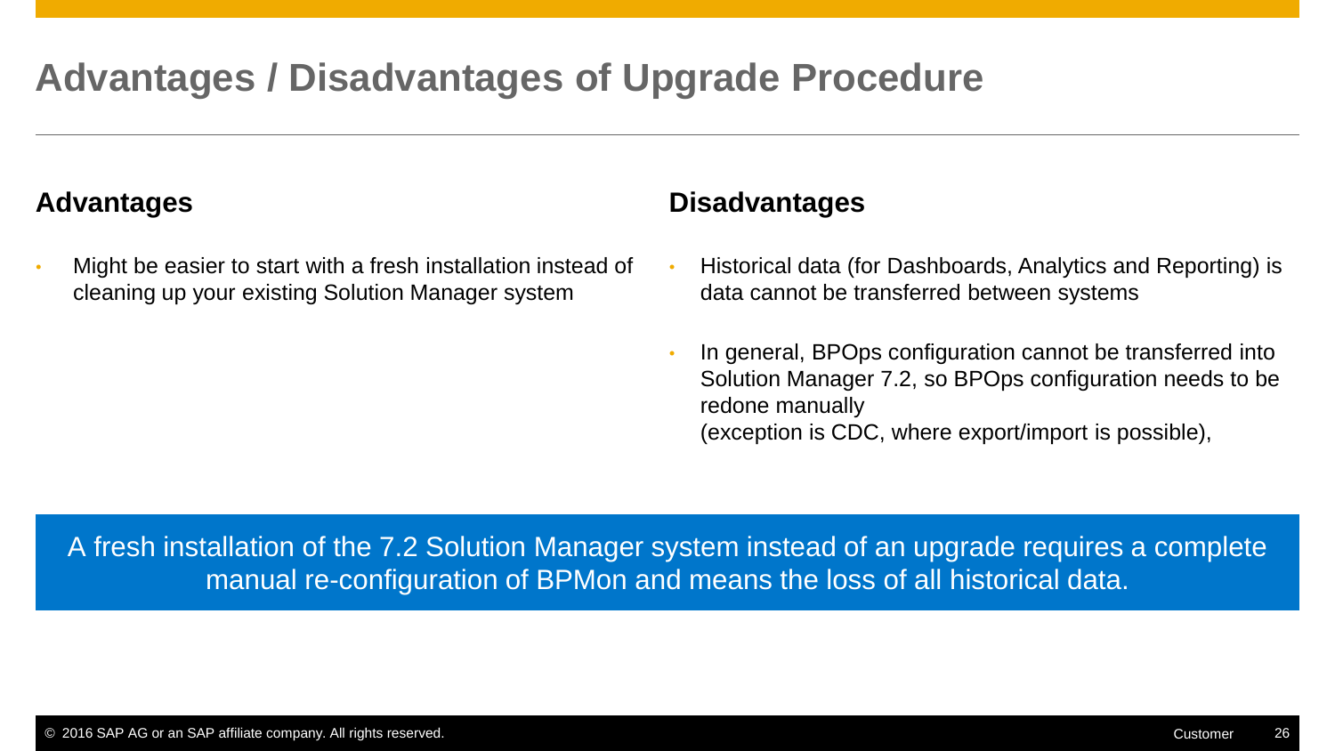# Advantages / Disadvantages of Upgrade Procedure

## Advantages

- Might be easier to start with a fresh installation instead of cleaning up your existing Solution Manager system

## Disadvantages

- Historical data (for Dashboards, Analytics and Reporting) is data cannot be transferred between systems
- In general, BPOps configuration cannot be transferred into Solution Manager 7.2, so BPOps configuration needs to be redone manually
  (exception is CDC, where export/import is possible),

A fresh installation of the 7.2 Solution Manager system instead of an upgrade requires a complete manual re-configuration of BPMon and means the loss of all historical data.

© 2016 SAP AG or an SAP affiliate company. All rights reserved. Customer